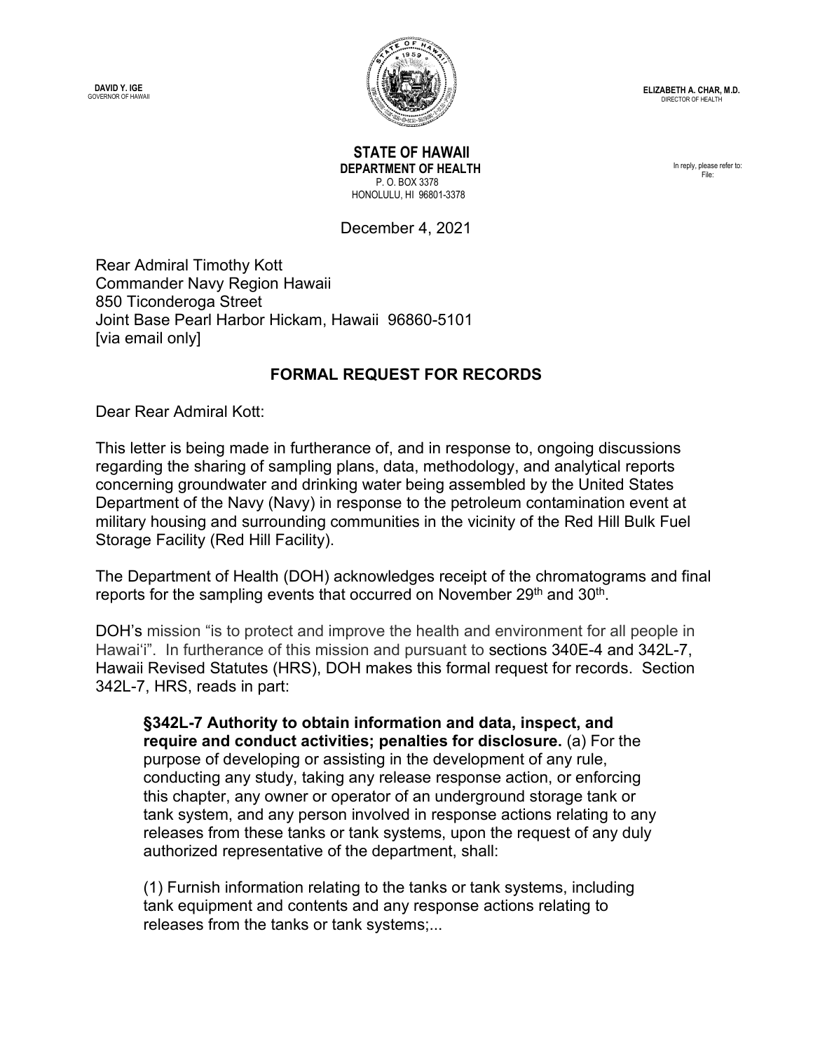**DAVID Y. IGE**
GOVERNOR OF HAWAII

**ELIZABETH A. CHAR, M.D.**
DIRECTOR OF HEALTH

**STATE OF HAWAII**
**DEPARTMENT OF HEALTH**
P. O. BOX 3378
HONOLULU, HI 96801-3378

In reply, please refer to:
File:

December 4, 2021

Rear Admiral Timothy Kott
Commander Navy Region Hawaii
850 Ticonderoga Street
Joint Base Pearl Harbor Hickam, Hawaii 96860-5101
[via email only]

**FORMAL REQUEST FOR RECORDS**

Dear Rear Admiral Kott:

This letter is being made in furtherance of, and in response to, ongoing discussions regarding the sharing of sampling plans, data, methodology, and analytical reports concerning groundwater and drinking water being assembled by the United States Department of the Navy (Navy) in response to the petroleum contamination event at military housing and surrounding communities in the vicinity of the Red Hill Bulk Fuel Storage Facility (Red Hill Facility).

The Department of Health (DOH) acknowledges receipt of the chromatograms and final reports for the sampling events that occurred on November 29th and 30th.

DOH's mission "is to protect and improve the health and environment for all people in Hawai'i". In furtherance of this mission and pursuant to sections 340E-4 and 342L-7, Hawaii Revised Statutes (HRS), DOH makes this formal request for records. Section 342L-7, HRS, reads in part:

> **§342L-7 Authority to obtain information and data, inspect, and require and conduct activities; penalties for disclosure.** (a) For the purpose of developing or assisting in the development of any rule, conducting any study, taking any release response action, or enforcing this chapter, any owner or operator of an underground storage tank or tank system, and any person involved in response actions relating to any releases from these tanks or tank systems, upon the request of any duly authorized representative of the department, shall:
>
> (1) Furnish information relating to the tanks or tank systems, including tank equipment and contents and any response actions relating to releases from the tanks or tank systems;...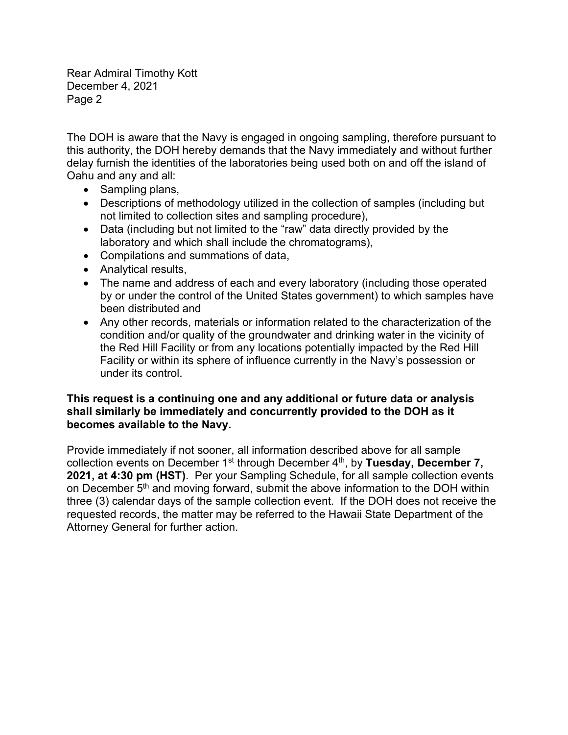The DOH is aware that the Navy is engaged in ongoing sampling, therefore pursuant to this authority, the DOH hereby demands that the Navy immediately and without further delay furnish the identities of the laboratories being used both on and off the island of Oahu and any and all:

- Sampling plans,
- Descriptions of methodology utilized in the collection of samples (including but not limited to collection sites and sampling procedure),
- Data (including but not limited to the "raw" data directly provided by the laboratory and which shall include the chromatograms),
- Compilations and summations of data,
- Analytical results,
- The name and address of each and every laboratory (including those operated by or under the control of the United States government) to which samples have been distributed and
- Any other records, materials or information related to the characterization of the condition and/or quality of the groundwater and drinking water in the vicinity of the Red Hill Facility or from any locations potentially impacted by the Red Hill Facility or within its sphere of influence currently in the Navy's possession or under its control.

**This request is a continuing one and any additional or future data or analysis shall similarly be immediately and concurrently provided to the DOH as it becomes available to the Navy.**

Provide immediately if not sooner, all information described above for all sample collection events on December 1st through December 4th, by **Tuesday, December 7, 2021, at 4:30 pm (HST)**. Per your Sampling Schedule, for all sample collection events on December 5th and moving forward, submit the above information to the DOH within three (3) calendar days of the sample collection event. If the DOH does not receive the requested records, the matter may be referred to the Hawaii State Department of the Attorney General for further action.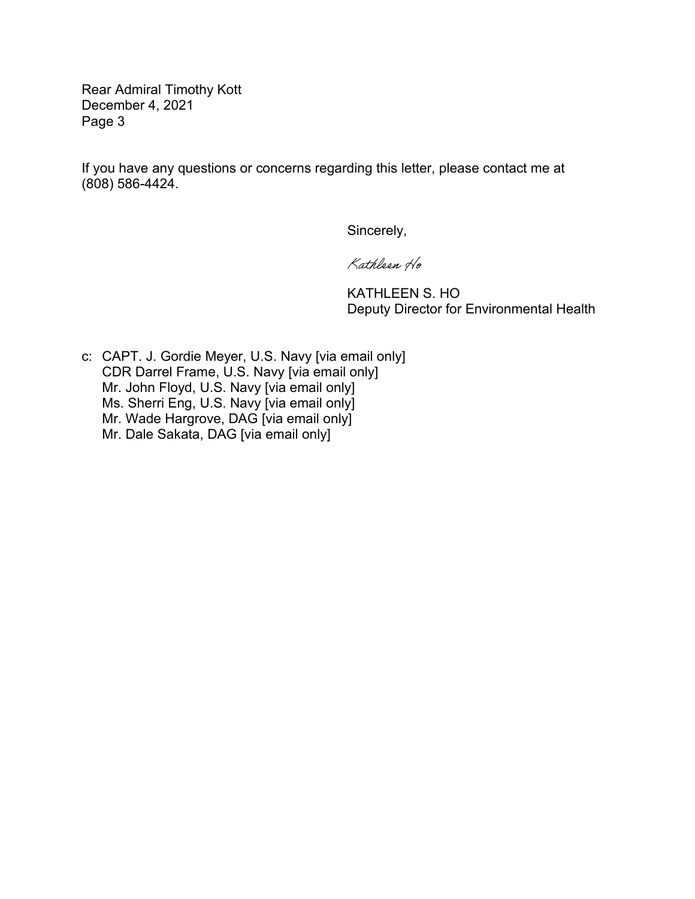If you have any questions or concerns regarding this letter, please contact me at (808) 586-4424.

Sincerely,

Kathleen Ho

KATHLEEN S. HO
Deputy Director for Environmental Health

c: CAPT. J. Gordie Meyer, U.S. Navy [via email only]
CDR Darrel Frame, U.S. Navy [via email only]
Mr. John Floyd, U.S. Navy [via email only]
Ms. Sherri Eng, U.S. Navy [via email only]
Mr. Wade Hargrove, DAG [via email only]
Mr. Dale Sakata, DAG [via email only]